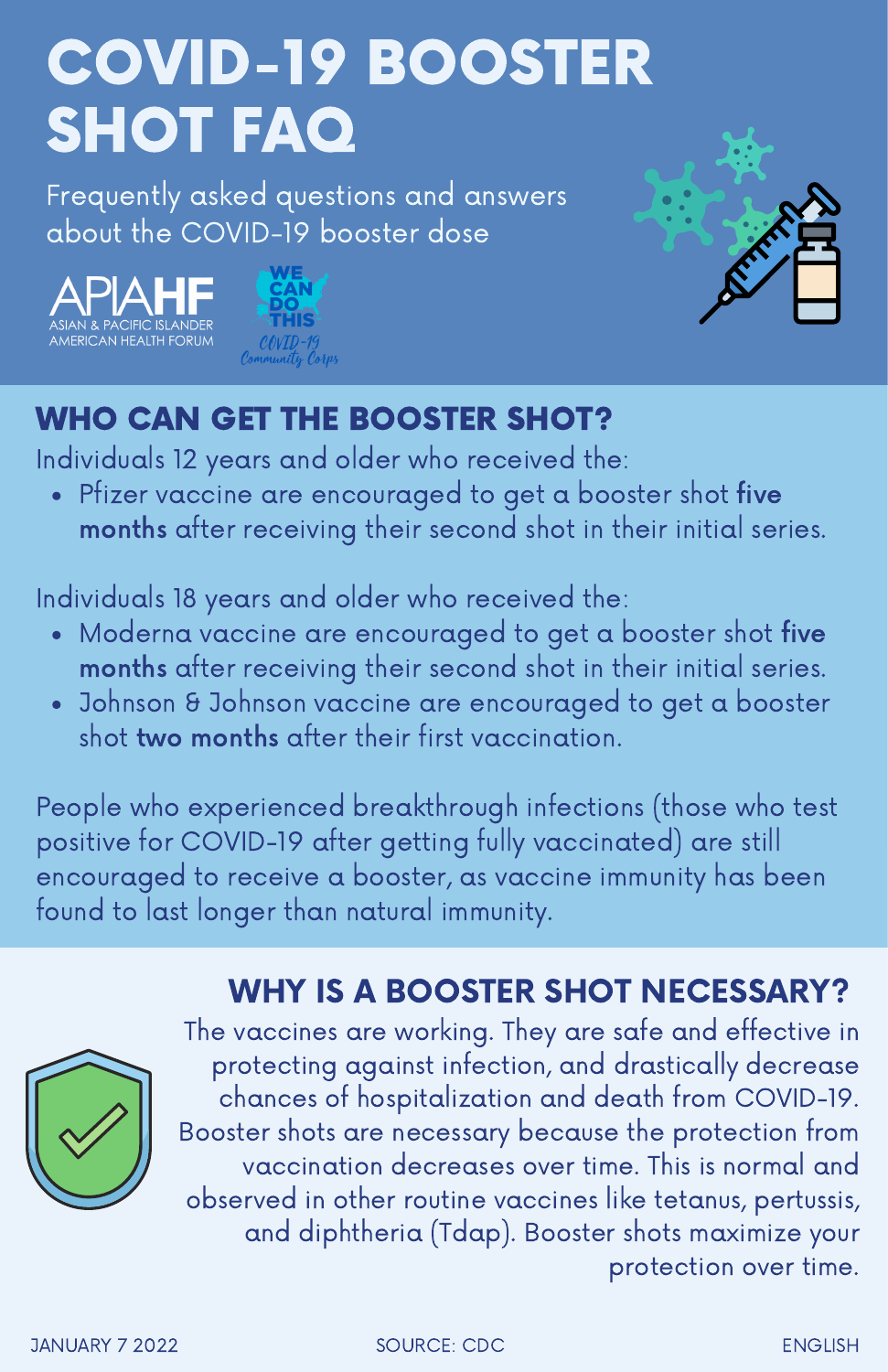# COVID-19 BOOSTER SHOT FAQ

Frequently asked questions and answers about the COVID-19 booster dose

APIAHF ASIAN & PACIFIC ISLANDER AMERICAN HEALTH FORUM

WE CAN DO THIS COVID-19 Community Corps

## WHO CAN GET THE BOOSTER SHOT?

Individuals 12 years and older who received the:

- Pfizer vaccine are encouraged to get a booster shot **five months** after receiving their second shot in their initial series.

Individuals 18 years and older who received the:

- Moderna vaccine are encouraged to get a booster shot **five months** after receiving their second shot in their initial series.
- Johnson & Johnson vaccine are encouraged to get a booster shot **two months** after their first vaccination.

People who experienced breakthrough infections (those who test positive for COVID-19 after getting fully vaccinated) are still encouraged to receive a booster, as vaccine immunity has been found to last longer than natural immunity.

## WHY IS A BOOSTER SHOT NECESSARY?

The vaccines are working. They are safe and effective in protecting against infection, and drastically decrease chances of hospitalization and death from COVID-19. Booster shots are necessary because the protection from vaccination decreases over time. This is normal and observed in other routine vaccines like tetanus, pertussis, and diphtheria (Tdap). Booster shots maximize your protection over time.

JANUARY 7 2022 SOURCE: CDC ENGLISH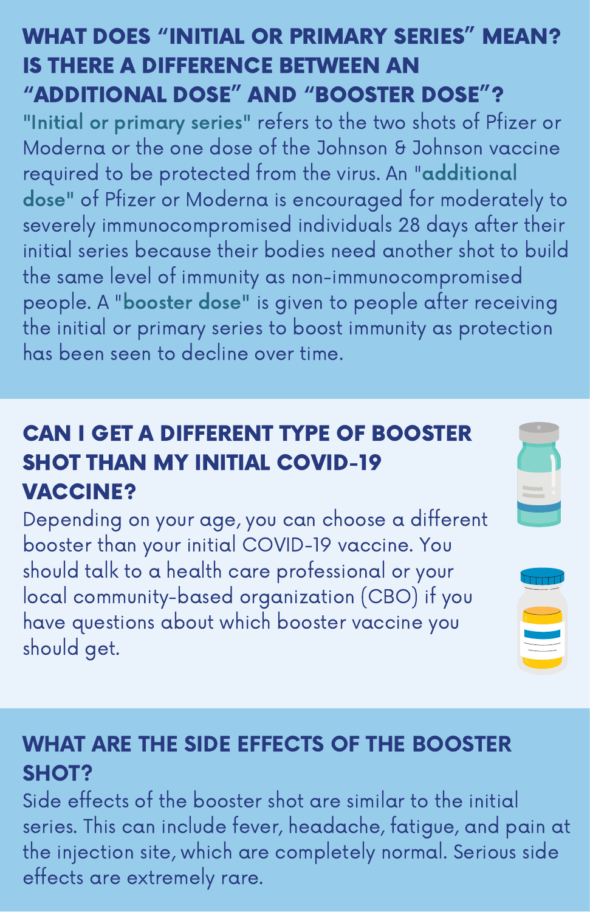## WHAT DOES "INITIAL OR PRIMARY SERIES" MEAN? IS THERE A DIFFERENCE BETWEEN AN "ADDITIONAL DOSE" AND "BOOSTER DOSE"?

**"Initial or primary series"** refers to the two shots of Pfizer or Moderna or the one dose of the Johnson & Johnson vaccine required to be protected from the virus. An **"additional dose"** of Pfizer or Moderna is encouraged for moderately to severely immunocompromised individuals 28 days after their initial series because their bodies need another shot to build the same level of immunity as non-immunocompromised people. A **"booster dose"** is given to people after receiving the initial or primary series to boost immunity as protection has been seen to decline over time.

## CAN I GET A DIFFERENT TYPE OF BOOSTER SHOT THAN MY INITIAL COVID-19 VACCINE?

Depending on your age, you can choose a different booster than your initial COVID-19 vaccine. You should talk to a health care professional or your local community-based organization (CBO) if you have questions about which booster vaccine you should get.

## WHAT ARE THE SIDE EFFECTS OF THE BOOSTER SHOT?

Side effects of the booster shot are similar to the initial series. This can include fever, headache, fatigue, and pain at the injection site, which are completely normal. Serious side effects are extremely rare.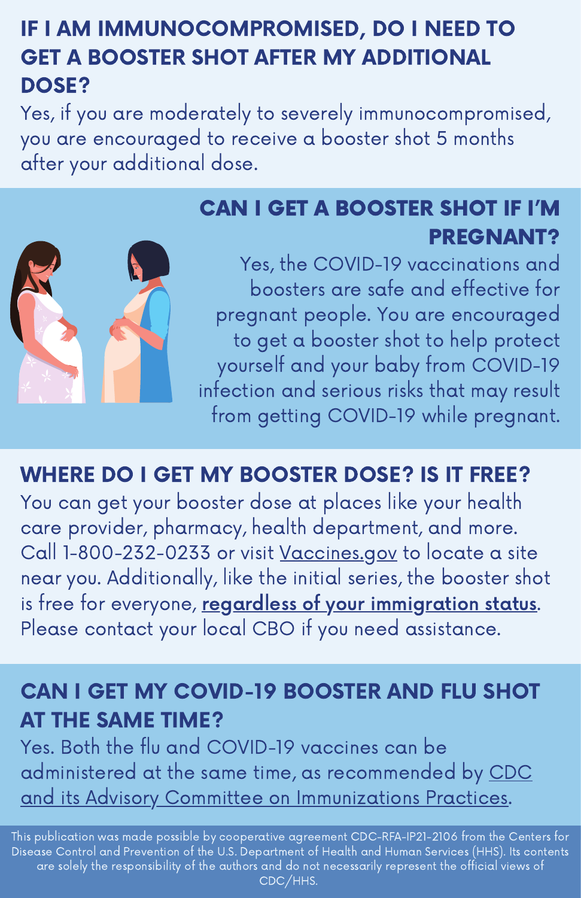## IF I AM IMMUNOCOMPROMISED, DO I NEED TO GET A BOOSTER SHOT AFTER MY ADDITIONAL DOSE?

Yes, if you are moderately to severely immunocompromised, you are encouraged to receive a booster shot 5 months after your additional dose.

## CAN I GET A BOOSTER SHOT IF I'M PREGNANT?

Yes, the COVID-19 vaccinations and boosters are safe and effective for pregnant people. You are encouraged to get a booster shot to help protect yourself and your baby from COVID-19 infection and serious risks that may result from getting COVID-19 while pregnant.

## WHERE DO I GET MY BOOSTER DOSE? IS IT FREE?

You can get your booster dose at places like your health care provider, pharmacy, health department, and more. Call 1-800-232-0233 or visit Vaccines.gov to locate a site near you. Additionally, like the initial series, the booster shot is free for everyone, **regardless of your immigration status**. Please contact your local CBO if you need assistance.

## CAN I GET MY COVID-19 BOOSTER AND FLU SHOT AT THE SAME TIME?

Yes. Both the flu and COVID-19 vaccines can be administered at the same time, as recommended by CDC and its Advisory Committee on Immunizations Practices.

This publication was made possible by cooperative agreement CDC-RFA-IP21-2106 from the Centers for Disease Control and Prevention of the U.S. Department of Health and Human Services (HHS). Its contents are solely the responsibility of the authors and do not necessarily represent the official views of CDC/HHS.